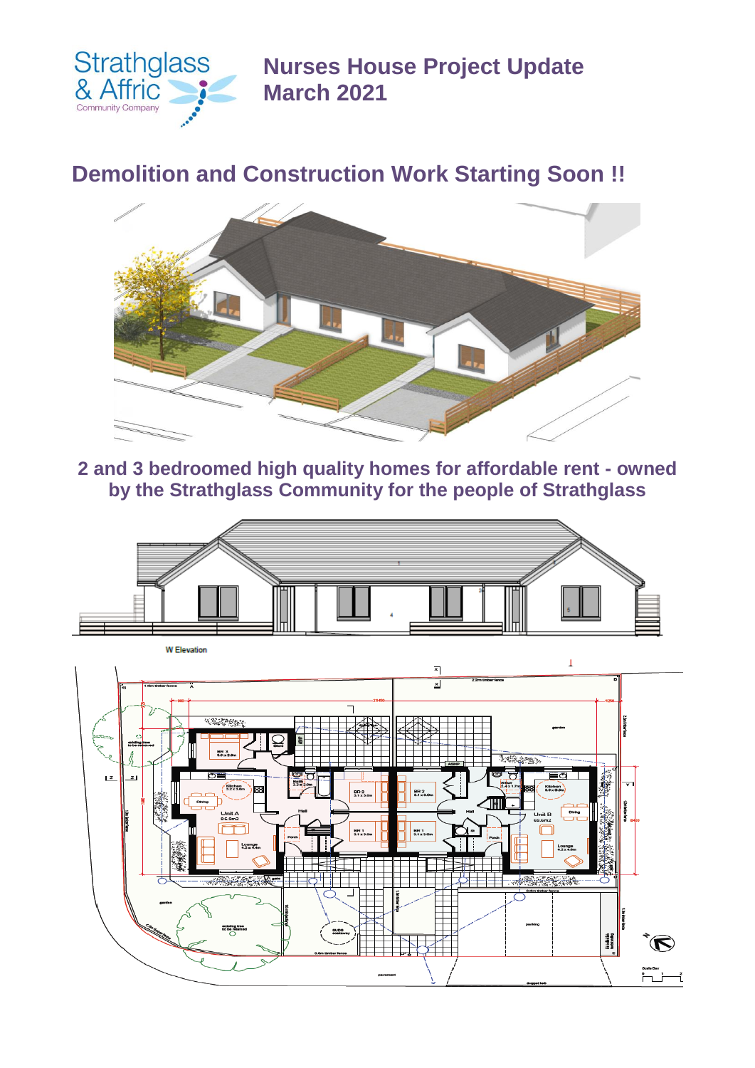Strathglass & Affric Community Company

# Nurses House Project Update March 2021

## Demolition and Construction Work Starting Soon !!

**2 and 3 bedroomed high quality homes for affordable rent - owned by the Strathglass Community for the people of Strathglass**

W Elevation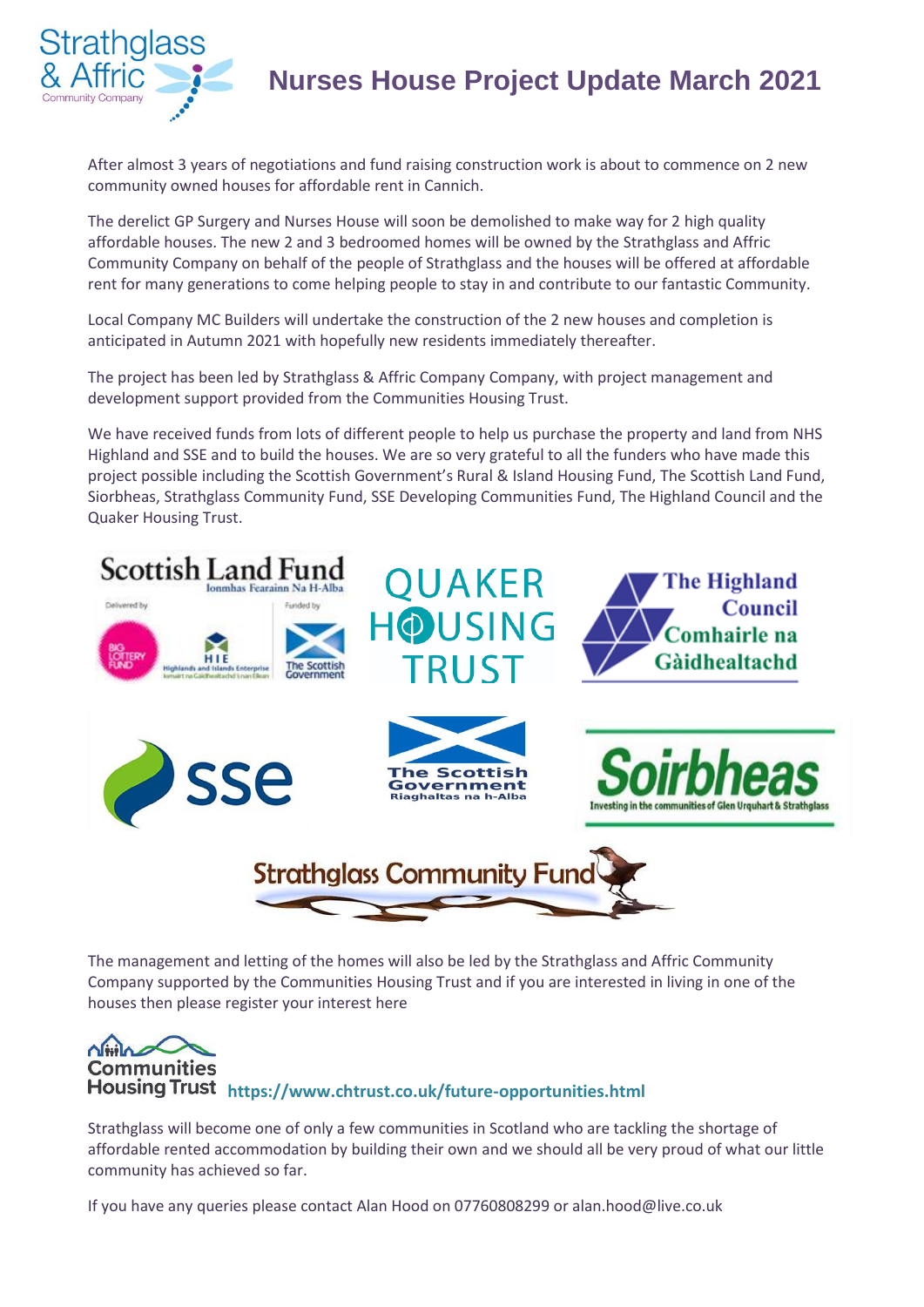# Nurses House Project Update March 2021

After almost 3 years of negotiations and fund raising construction work is about to commence on 2 new community owned houses for affordable rent in Cannich.

The derelict GP Surgery and Nurses House will soon be demolished to make way for 2 high quality affordable houses. The new 2 and 3 bedroomed homes will be owned by the Strathglass and Affric Community Company on behalf of the people of Strathglass and the houses will be offered at affordable rent for many generations to come helping people to stay in and contribute to our fantastic Community.

Local Company MC Builders will undertake the construction of the 2 new houses and completion is anticipated in Autumn 2021 with hopefully new residents immediately thereafter.

The project has been led by Strathglass & Affric Company Company, with project management and development support provided from the Communities Housing Trust.

We have received funds from lots of different people to help us purchase the property and land from NHS Highland and SSE and to build the houses. We are so very grateful to all the funders who have made this project possible including the Scottish Government's Rural & Island Housing Fund, The Scottish Land Fund, Siorbheas, Strathglass Community Fund, SSE Developing Communities Fund, The Highland Council and the Quaker Housing Trust.

The management and letting of the homes will also be led by the Strathglass and Affric Community Company supported by the Communities Housing Trust and if you are interested in living in one of the houses then please register your interest here

**https://www.chtrust.co.uk/future-opportunities.html**

Strathglass will become one of only a few communities in Scotland who are tackling the shortage of affordable rented accommodation by building their own and we should all be very proud of what our little community has achieved so far.

If you have any queries please contact Alan Hood on 07760808299 or alan.hood@live.co.uk